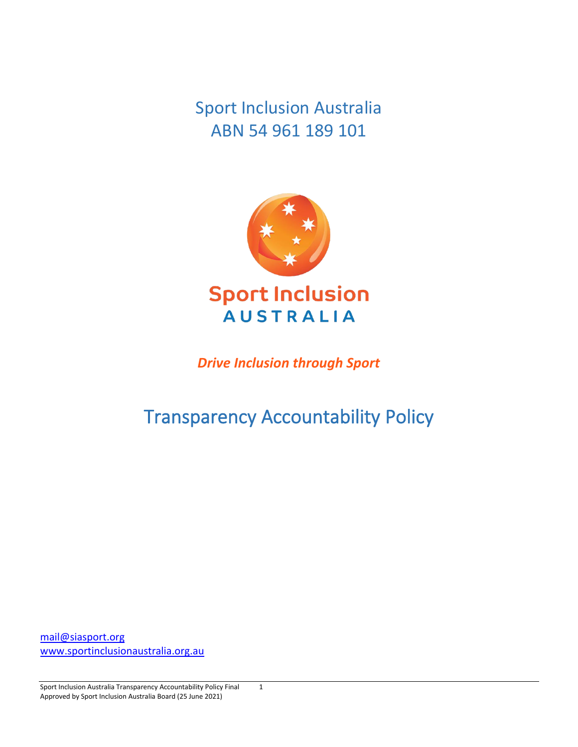# Sport Inclusion Australia
## ABN 54 961 189 101

Sport Inclusion
AUSTRALIA

***Drive Inclusion through Sport***

# Transparency Accountability Policy

mail@siasport.org
www.sportinclusionaustralia.org.au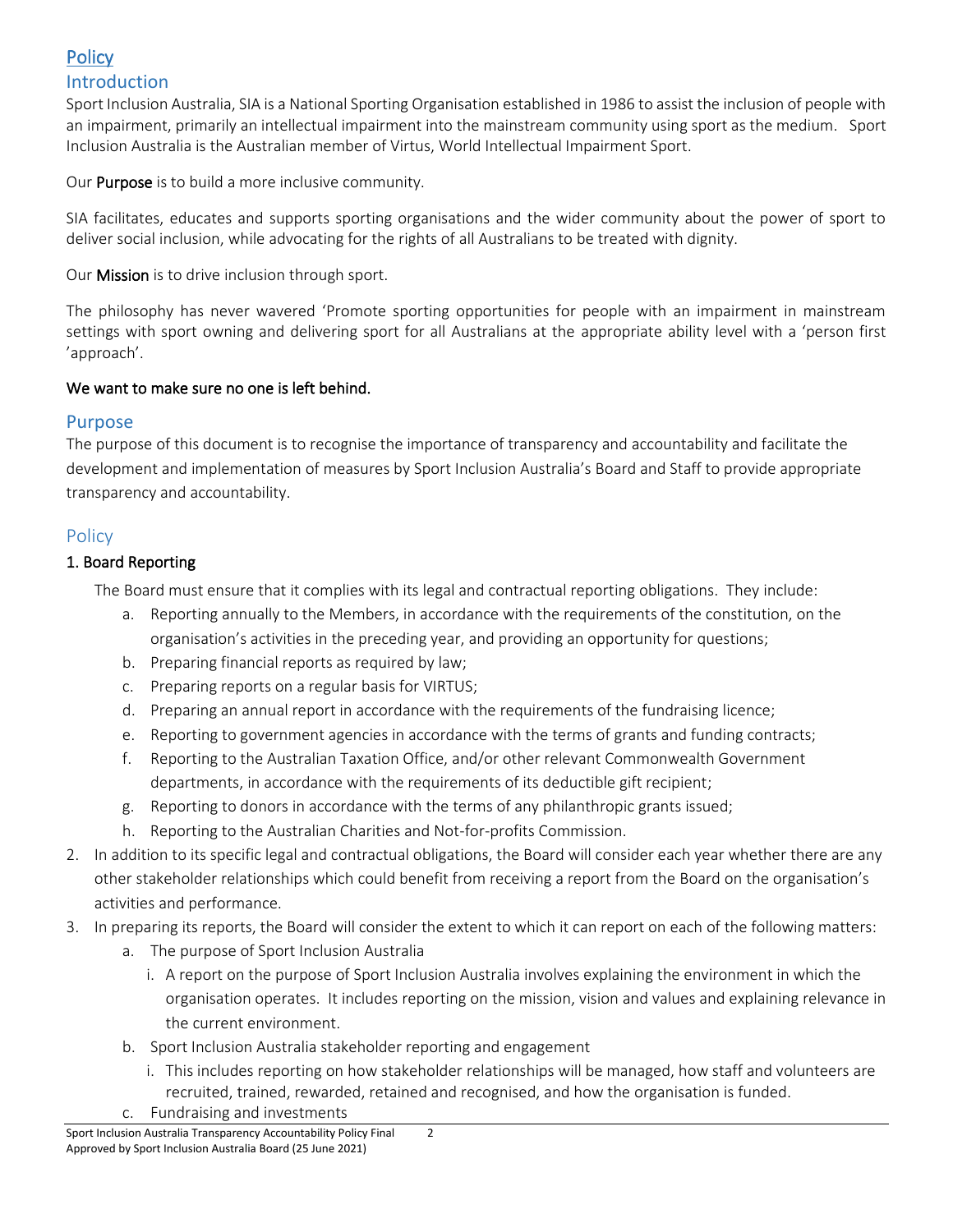# Policy

## Introduction

Sport Inclusion Australia, SIA is a National Sporting Organisation established in 1986 to assist the inclusion of people with an impairment, primarily an intellectual impairment into the mainstream community using sport as the medium. Sport Inclusion Australia is the Australian member of Virtus, World Intellectual Impairment Sport.

Our **Purpose** is to build a more inclusive community.

SIA facilitates, educates and supports sporting organisations and the wider community about the power of sport to deliver social inclusion, while advocating for the rights of all Australians to be treated with dignity.

Our **Mission** is to drive inclusion through sport.

The philosophy has never wavered 'Promote sporting opportunities for people with an impairment in mainstream settings with sport owning and delivering sport for all Australians at the appropriate ability level with a 'person first 'approach'.

**We want to make sure no one is left behind.**

## Purpose

The purpose of this document is to recognise the importance of transparency and accountability and facilitate the development and implementation of measures by Sport Inclusion Australia's Board and Staff to provide appropriate transparency and accountability.

## Policy

1. **Board Reporting**

   The Board must ensure that it complies with its legal and contractual reporting obligations. They include:

   a. Reporting annually to the Members, in accordance with the requirements of the constitution, on the organisation's activities in the preceding year, and providing an opportunity for questions;
   b. Preparing financial reports as required by law;
   c. Preparing reports on a regular basis for VIRTUS;
   d. Preparing an annual report in accordance with the requirements of the fundraising licence;
   e. Reporting to government agencies in accordance with the terms of grants and funding contracts;
   f. Reporting to the Australian Taxation Office, and/or other relevant Commonwealth Government departments, in accordance with the requirements of its deductible gift recipient;
   g. Reporting to donors in accordance with the terms of any philanthropic grants issued;
   h. Reporting to the Australian Charities and Not-for-profits Commission.

2. In addition to its specific legal and contractual obligations, the Board will consider each year whether there are any other stakeholder relationships which could benefit from receiving a report from the Board on the organisation's activities and performance.
3. In preparing its reports, the Board will consider the extent to which it can report on each of the following matters:
   a. The purpose of Sport Inclusion Australia
      i. A report on the purpose of Sport Inclusion Australia involves explaining the environment in which the organisation operates. It includes reporting on the mission, vision and values and explaining relevance in the current environment.
   b. Sport Inclusion Australia stakeholder reporting and engagement
      i. This includes reporting on how stakeholder relationships will be managed, how staff and volunteers are recruited, trained, rewarded, retained and recognised, and how the organisation is funded.
   c. Fundraising and investments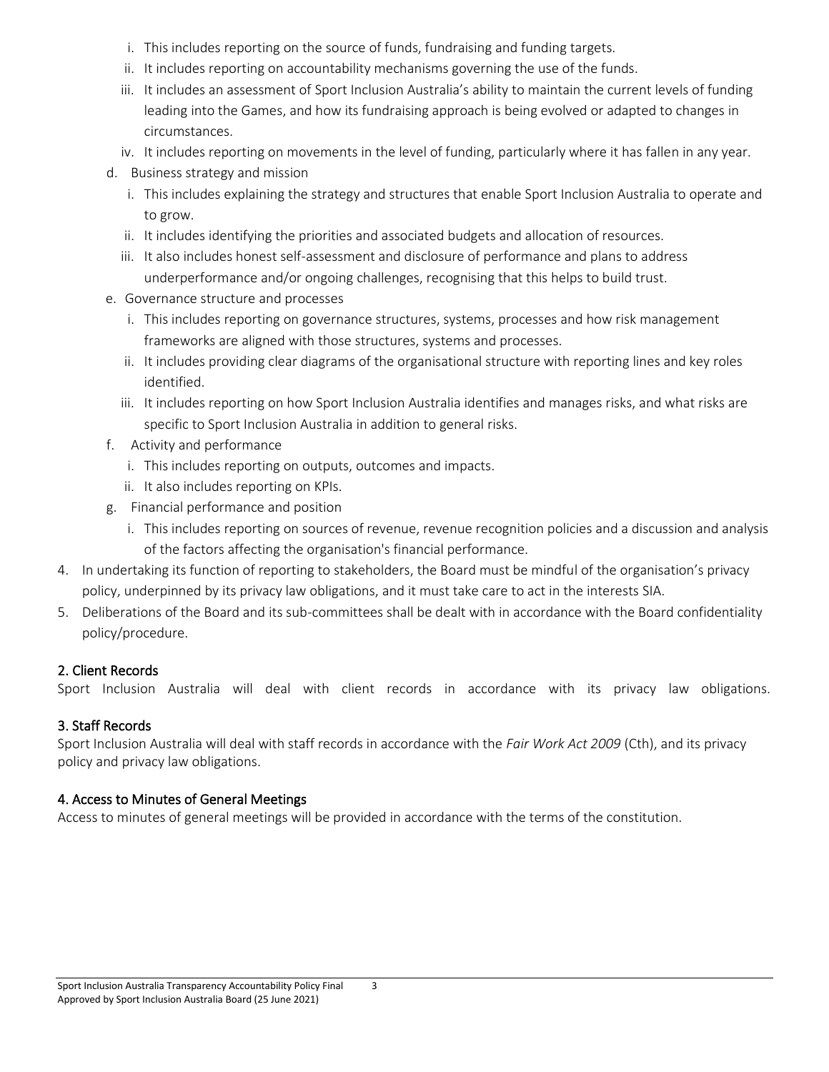i. This includes reporting on the source of funds, fundraising and funding targets.
   ii. It includes reporting on accountability mechanisms governing the use of the funds.
   iii. It includes an assessment of Sport Inclusion Australia's ability to maintain the current levels of funding leading into the Games, and how its fundraising approach is being evolved or adapted to changes in circumstances.
   iv. It includes reporting on movements in the level of funding, particularly where it has fallen in any year.

   d. Business strategy and mission
      i. This includes explaining the strategy and structures that enable Sport Inclusion Australia to operate and to grow.
      ii. It includes identifying the priorities and associated budgets and allocation of resources.
      iii. It also includes honest self-assessment and disclosure of performance and plans to address underperformance and/or ongoing challenges, recognising that this helps to build trust.
   e. Governance structure and processes
      i. This includes reporting on governance structures, systems, processes and how risk management frameworks are aligned with those structures, systems and processes.
      ii. It includes providing clear diagrams of the organisational structure with reporting lines and key roles identified.
      iii. It includes reporting on how Sport Inclusion Australia identifies and manages risks, and what risks are specific to Sport Inclusion Australia in addition to general risks.
   f. Activity and performance
      i. This includes reporting on outputs, outcomes and impacts.
      ii. It also includes reporting on KPIs.
   g. Financial performance and position
      i. This includes reporting on sources of revenue, revenue recognition policies and a discussion and analysis of the factors affecting the organisation's financial performance.

4. In undertaking its function of reporting to stakeholders, the Board must be mindful of the organisation's privacy policy, underpinned by its privacy law obligations, and it must take care to act in the interests SIA.
5. Deliberations of the Board and its sub-committees shall be dealt with in accordance with the Board confidentiality policy/procedure.

## 2. Client Records

Sport Inclusion Australia will deal with client records in accordance with its privacy law obligations.

## 3. Staff Records

Sport Inclusion Australia will deal with staff records in accordance with the *Fair Work Act 2009* (Cth), and its privacy policy and privacy law obligations.

## 4. Access to Minutes of General Meetings

Access to minutes of general meetings will be provided in accordance with the terms of the constitution.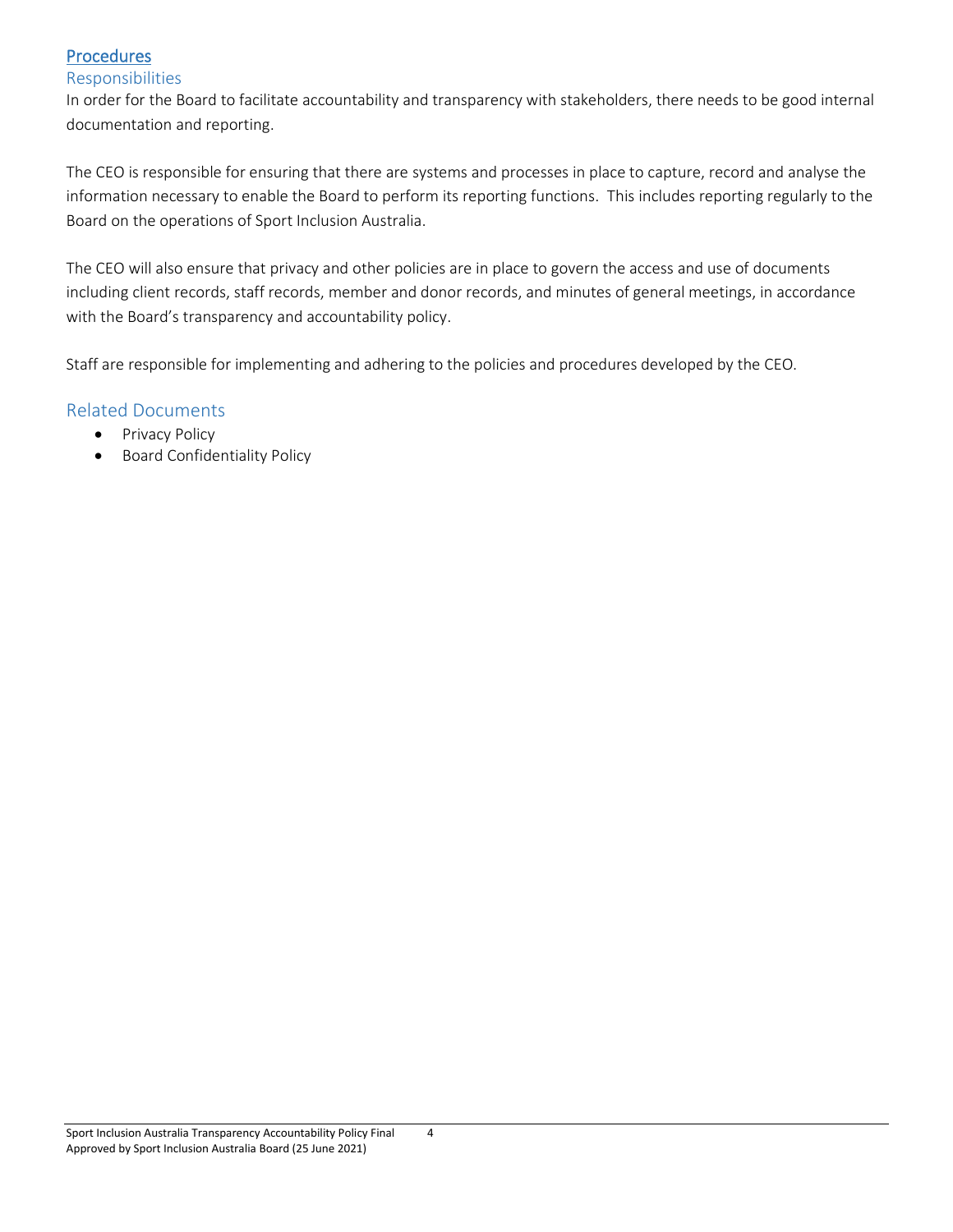## Procedures

### Responsibilities

In order for the Board to facilitate accountability and transparency with stakeholders, there needs to be good internal documentation and reporting.

The CEO is responsible for ensuring that there are systems and processes in place to capture, record and analyse the information necessary to enable the Board to perform its reporting functions. This includes reporting regularly to the Board on the operations of Sport Inclusion Australia.

The CEO will also ensure that privacy and other policies are in place to govern the access and use of documents including client records, staff records, member and donor records, and minutes of general meetings, in accordance with the Board's transparency and accountability policy.

Staff are responsible for implementing and adhering to the policies and procedures developed by the CEO.

## Related Documents

- Privacy Policy
- Board Confidentiality Policy